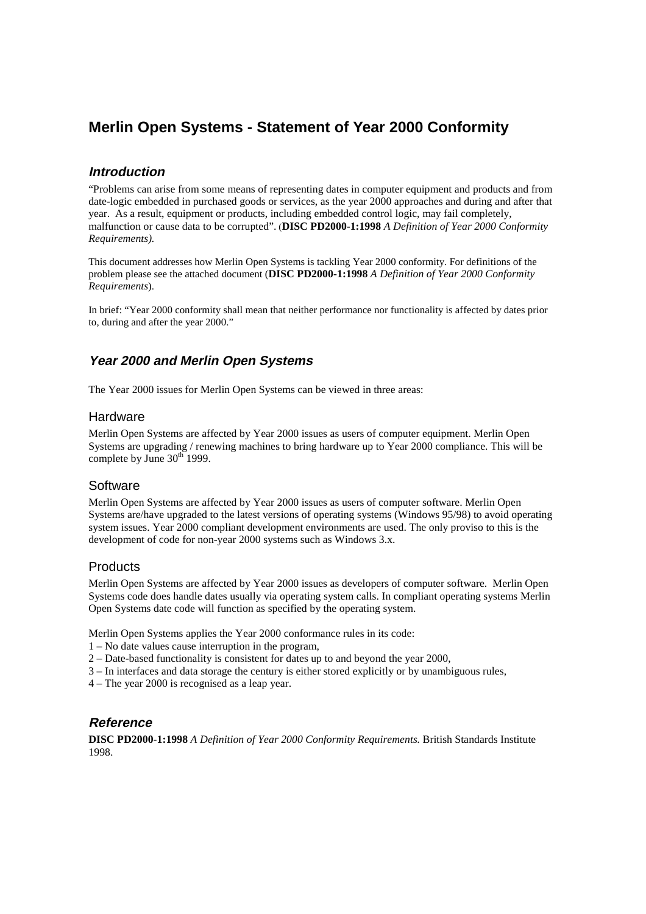# Merlin Open Systems - Statement of Year 2000 Conformity

## *Introduction*

"Problems can arise from some means of representing dates in computer equipment and products and from date-logic embedded in purchased goods or services, as the year 2000 approaches and during and after that year. As a result, equipment or products, including embedded control logic, may fail completely, malfunction or cause data to be corrupted". (**DISC PD2000-1:1998** *A Definition of Year 2000 Conformity Requirements).*

This document addresses how Merlin Open Systems is tackling Year 2000 conformity. For definitions of the problem please see the attached document (**DISC PD2000-1:1998** *A Definition of Year 2000 Conformity Requirements*).

In brief: "Year 2000 conformity shall mean that neither performance nor functionality is affected by dates prior to, during and after the year 2000."

## *Year 2000 and Merlin Open Systems*

The Year 2000 issues for Merlin Open Systems can be viewed in three areas:

### Hardware

Merlin Open Systems are affected by Year 2000 issues as users of computer equipment. Merlin Open Systems are upgrading / renewing machines to bring hardware up to Year 2000 compliance. This will be complete by June 30th 1999.

### Software

Merlin Open Systems are affected by Year 2000 issues as users of computer software. Merlin Open Systems are/have upgraded to the latest versions of operating systems (Windows 95/98) to avoid operating system issues. Year 2000 compliant development environments are used. The only proviso to this is the development of code for non-year 2000 systems such as Windows 3.x.

### Products

Merlin Open Systems are affected by Year 2000 issues as developers of computer software. Merlin Open Systems code does handle dates usually via operating system calls. In compliant operating systems Merlin Open Systems date code will function as specified by the operating system.

Merlin Open Systems applies the Year 2000 conformance rules in its code:

1 – No date values cause interruption in the program,
2 – Date-based functionality is consistent for dates up to and beyond the year 2000,
3 – In interfaces and data storage the century is either stored explicitly or by unambiguous rules,
4 – The year 2000 is recognised as a leap year.

## *Reference*

**DISC PD2000-1:1998** *A Definition of Year 2000 Conformity Requirements.* British Standards Institute 1998.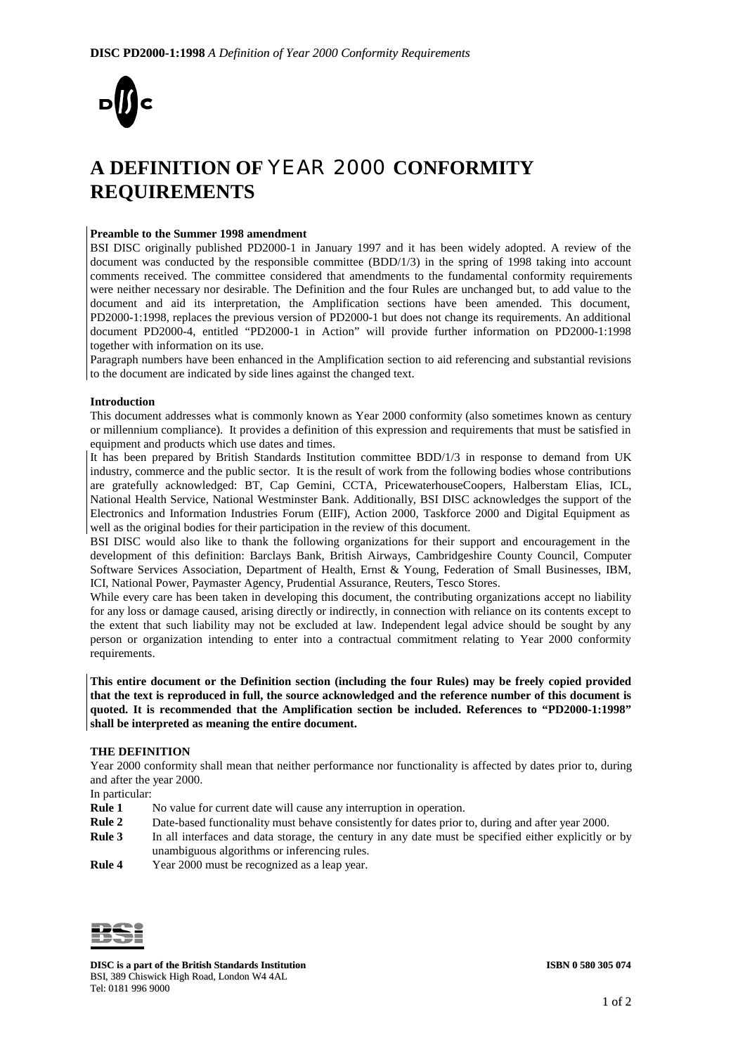**DISC PD2000-1:1998** *A Definition of Year 2000 Conformity Requirements*

# A DEFINITION OF YEAR 2000 CONFORMITY REQUIREMENTS

**Preamble to the Summer 1998 amendment**

BSI DISC originally published PD2000-1 in January 1997 and it has been widely adopted. A review of the document was conducted by the responsible committee (BDD/1/3) in the spring of 1998 taking into account comments received. The committee considered that amendments to the fundamental conformity requirements were neither necessary nor desirable. The Definition and the four Rules are unchanged but, to add value to the document and aid its interpretation, the Amplification sections have been amended. This document, PD2000-1:1998, replaces the previous version of PD2000-1 but does not change its requirements. An additional document PD2000-4, entitled "PD2000-1 in Action" will provide further information on PD2000-1:1998 together with information on its use.

Paragraph numbers have been enhanced in the Amplification section to aid referencing and substantial revisions to the document are indicated by side lines against the changed text.

**Introduction**

This document addresses what is commonly known as Year 2000 conformity (also sometimes known as century or millennium compliance). It provides a definition of this expression and requirements that must be satisfied in equipment and products which use dates and times.

It has been prepared by British Standards Institution committee BDD/1/3 in response to demand from UK industry, commerce and the public sector. It is the result of work from the following bodies whose contributions are gratefully acknowledged: BT, Cap Gemini, CCTA, PricewaterhouseCoopers, Halberstam Elias, ICL, National Health Service, National Westminster Bank. Additionally, BSI DISC acknowledges the support of the Electronics and Information Industries Forum (EIIF), Action 2000, Taskforce 2000 and Digital Equipment as well as the original bodies for their participation in the review of this document.

BSI DISC would also like to thank the following organizations for their support and encouragement in the development of this definition: Barclays Bank, British Airways, Cambridgeshire County Council, Computer Software Services Association, Department of Health, Ernst & Young, Federation of Small Businesses, IBM, ICI, National Power, Paymaster Agency, Prudential Assurance, Reuters, Tesco Stores.

While every care has been taken in developing this document, the contributing organizations accept no liability for any loss or damage caused, arising directly or indirectly, in connection with reliance on its contents except to the extent that such liability may not be excluded at law. Independent legal advice should be sought by any person or organization intending to enter into a contractual commitment relating to Year 2000 conformity requirements.

**This entire document or the Definition section (including the four Rules) may be freely copied provided that the text is reproduced in full, the source acknowledged and the reference number of this document is quoted. It is recommended that the Amplification section be included. References to "PD2000-1:1998" shall be interpreted as meaning the entire document.**

## THE DEFINITION

Year 2000 conformity shall mean that neither performance nor functionality is affected by dates prior to, during and after the year 2000.

In particular:

**Rule 1** No value for current date will cause any interruption in operation.

**Rule 2** Date-based functionality must behave consistently for dates prior to, during and after year 2000.

**Rule 3** In all interfaces and data storage, the century in any date must be specified either explicitly or by unambiguous algorithms or inferencing rules.

**Rule 4** Year 2000 must be recognized as a leap year.

**DISC is a part of the British Standards Institution** **ISBN 0 580 305 074**

BSI, 389 Chiswick High Road, London W4 4AL

Tel: 0181 996 9000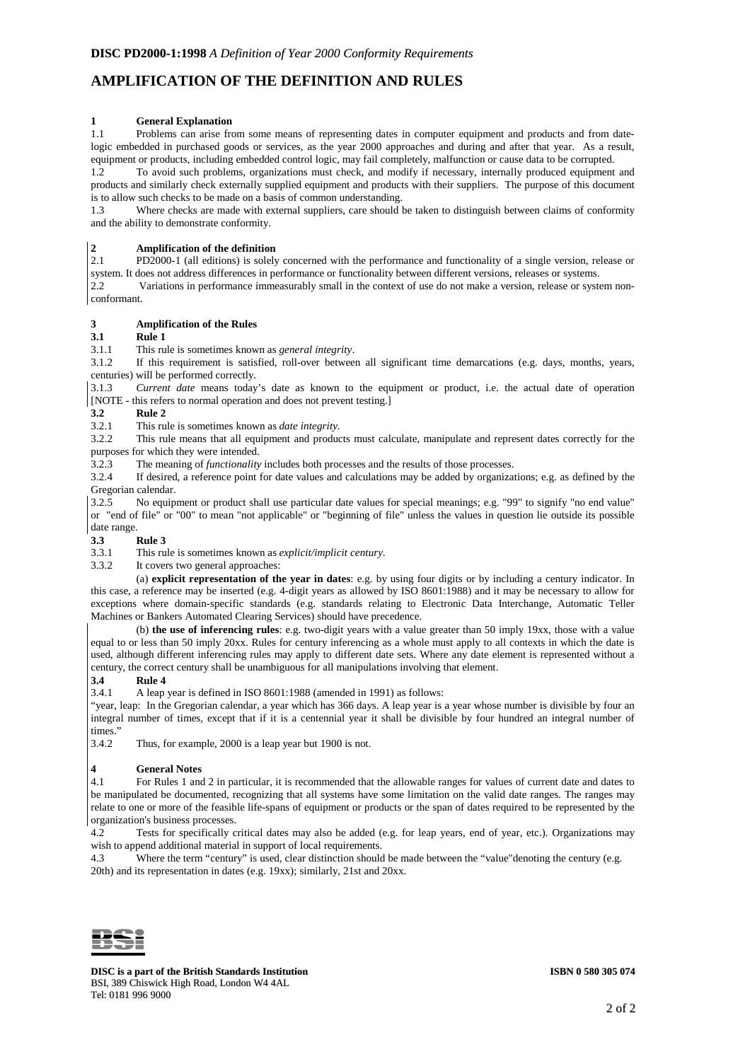**DISC PD2000-1:1998** *A Definition of Year 2000 Conformity Requirements*

# AMPLIFICATION OF THE DEFINITION AND RULES

## 1 General Explanation

1.1 Problems can arise from some means of representing dates in computer equipment and products and from date-logic embedded in purchased goods or services, as the year 2000 approaches and during and after that year. As a result, equipment or products, including embedded control logic, may fail completely, malfunction or cause data to be corrupted.

1.2 To avoid such problems, organizations must check, and modify if necessary, internally produced equipment and products and similarly check externally supplied equipment and products with their suppliers. The purpose of this document is to allow such checks to be made on a basis of common understanding.

1.3 Where checks are made with external suppliers, care should be taken to distinguish between claims of conformity and the ability to demonstrate conformity.

## 2 Amplification of the definition

2.1 PD2000-1 (all editions) is solely concerned with the performance and functionality of a single version, release or system. It does not address differences in performance or functionality between different versions, releases or systems.

2.2 Variations in performance immeasurably small in the context of use do not make a version, release or system non-conformant.

## 3 Amplification of the Rules

### 3.1 Rule 1

3.1.1 This rule is sometimes known as *general integrity*.

3.1.2 If this requirement is satisfied, roll-over between all significant time demarcations (e.g. days, months, years, centuries) will be performed correctly.

3.1.3 *Current date* means today's date as known to the equipment or product, i.e. the actual date of operation [NOTE - this refers to normal operation and does not prevent testing.]

### 3.2 Rule 2

3.2.1 This rule is sometimes known as *date integrity*.

3.2.2 This rule means that all equipment and products must calculate, manipulate and represent dates correctly for the purposes for which they were intended.

3.2.3 The meaning of *functionality* includes both processes and the results of those processes.

3.2.4 If desired, a reference point for date values and calculations may be added by organizations; e.g. as defined by the Gregorian calendar.

3.2.5 No equipment or product shall use particular date values for special meanings; e.g. "99" to signify "no end value" or "end of file" or "00" to mean "not applicable" or "beginning of file" unless the values in question lie outside its possible date range.

### 3.3 Rule 3

3.3.1 This rule is sometimes known as *explicit/implicit century*.

3.3.2 It covers two general approaches:

(a) **explicit representation of the year in dates**: e.g. by using four digits or by including a century indicator. In this case, a reference may be inserted (e.g. 4-digit years as allowed by ISO 8601:1988) and it may be necessary to allow for exceptions where domain-specific standards (e.g. standards relating to Electronic Data Interchange, Automatic Teller Machines or Bankers Automated Clearing Services) should have precedence.

(b) **the use of inferencing rules**: e.g. two-digit years with a value greater than 50 imply 19xx, those with a value equal to or less than 50 imply 20xx. Rules for century inferencing as a whole must apply to all contexts in which the date is used, although different inferencing rules may apply to different date sets. Where any date element is represented without a century, the correct century shall be unambiguous for all manipulations involving that element.

### 3.4 Rule 4

3.4.1 A leap year is defined in ISO 8601:1988 (amended in 1991) as follows:

"year, leap: In the Gregorian calendar, a year which has 366 days. A leap year is a year whose number is divisible by four an integral number of times, except that if it is a centennial year it shall be divisible by four hundred an integral number of times."

3.4.2 Thus, for example, 2000 is a leap year but 1900 is not.

## 4 General Notes

4.1 For Rules 1 and 2 in particular, it is recommended that the allowable ranges for values of current date and dates to be manipulated be documented, recognizing that all systems have some limitation on the valid date ranges. The ranges may relate to one or more of the feasible life-spans of equipment or products or the span of dates required to be represented by the organization's business processes.

4.2 Tests for specifically critical dates may also be added (e.g. for leap years, end of year, etc.). Organizations may wish to append additional material in support of local requirements.

4.3 Where the term "century" is used, clear distinction should be made between the "value"denoting the century (e.g. 20th) and its representation in dates (e.g. 19xx); similarly, 21st and 20xx.

**DISC is a part of the British Standards Institution** **ISBN 0 580 305 074**
BSI, 389 Chiswick High Road, London W4 4AL
Tel: 0181 996 9000